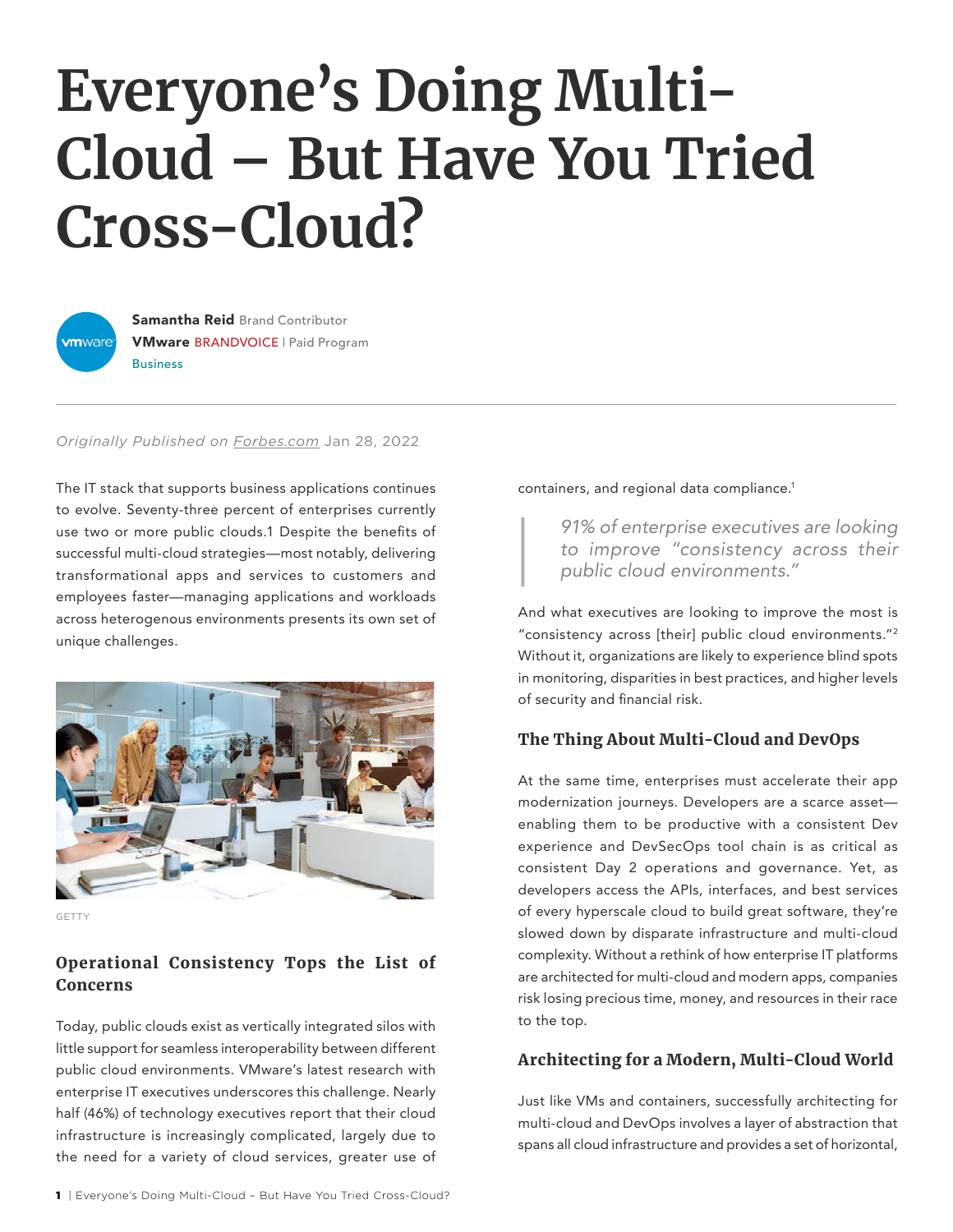# Everyone's Doing Multi-Cloud – But Have You Tried Cross-Cloud?

**Samantha Reid** Brand Contributor
**VMware** BRANDVOICE | Paid Program
Business

*Originally Published on Forbes.com* Jan 28, 2022

The IT stack that supports business applications continues to evolve. Seventy-three percent of enterprises currently use two or more public clouds.1 Despite the benefits of successful multi-cloud strategies—most notably, delivering transformational apps and services to customers and employees faster—managing applications and workloads across heterogenous environments presents its own set of unique challenges.

GETTY

## Operational Consistency Tops the List of Concerns

Today, public clouds exist as vertically integrated silos with little support for seamless interoperability between different public cloud environments. VMware's latest research with enterprise IT executives underscores this challenge. Nearly half (46%) of technology executives report that their cloud infrastructure is increasingly complicated, largely due to the need for a variety of cloud services, greater use of containers, and regional data compliance.[1]

> *91% of enterprise executives are looking to improve "consistency across their public cloud environments."*

And what executives are looking to improve the most is "consistency across [their] public cloud environments."[2] Without it, organizations are likely to experience blind spots in monitoring, disparities in best practices, and higher levels of security and financial risk.

## The Thing About Multi-Cloud and DevOps

At the same time, enterprises must accelerate their app modernization journeys. Developers are a scarce asset—enabling them to be productive with a consistent Dev experience and DevSecOps tool chain is as critical as consistent Day 2 operations and governance. Yet, as developers access the APIs, interfaces, and best services of every hyperscale cloud to build great software, they're slowed down by disparate infrastructure and multi-cloud complexity. Without a rethink of how enterprise IT platforms are architected for multi-cloud and modern apps, companies risk losing precious time, money, and resources in their race to the top.

## Architecting for a Modern, Multi-Cloud World

Just like VMs and containers, successfully architecting for multi-cloud and DevOps involves a layer of abstraction that spans all cloud infrastructure and provides a set of horizontal,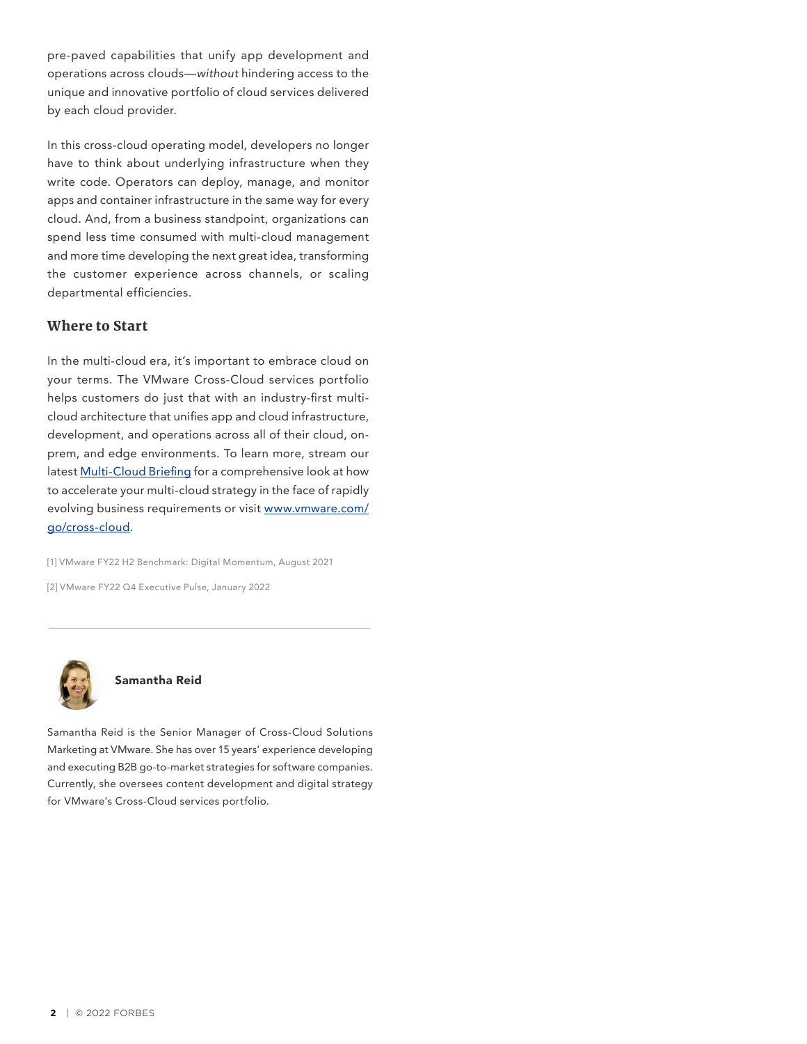pre-paved capabilities that unify app development and operations across clouds—*without* hindering access to the unique and innovative portfolio of cloud services delivered by each cloud provider.

In this cross-cloud operating model, developers no longer have to think about underlying infrastructure when they write code. Operators can deploy, manage, and monitor apps and container infrastructure in the same way for every cloud. And, from a business standpoint, organizations can spend less time consumed with multi-cloud management and more time developing the next great idea, transforming the customer experience across channels, or scaling departmental efficiencies.

## Where to Start

In the multi-cloud era, it's important to embrace cloud on your terms. The VMware Cross-Cloud services portfolio helps customers do just that with an industry-first multi-cloud architecture that unifies app and cloud infrastructure, development, and operations across all of their cloud, on-prem, and edge environments. To learn more, stream our latest [Multi-Cloud Briefing](#) for a comprehensive look at how to accelerate your multi-cloud strategy in the face of rapidly evolving business requirements or visit [www.vmware.com/go/cross-cloud](http://www.vmware.com/go/cross-cloud).

[1] VMware FY22 H2 Benchmark: Digital Momentum, August 2021

[2] VMware FY22 Q4 Executive Pulse, January 2022

---

**Samantha Reid**

Samantha Reid is the Senior Manager of Cross-Cloud Solutions Marketing at VMware. She has over 15 years' experience developing and executing B2B go-to-market strategies for software companies. Currently, she oversees content development and digital strategy for VMware's Cross-Cloud services portfolio.